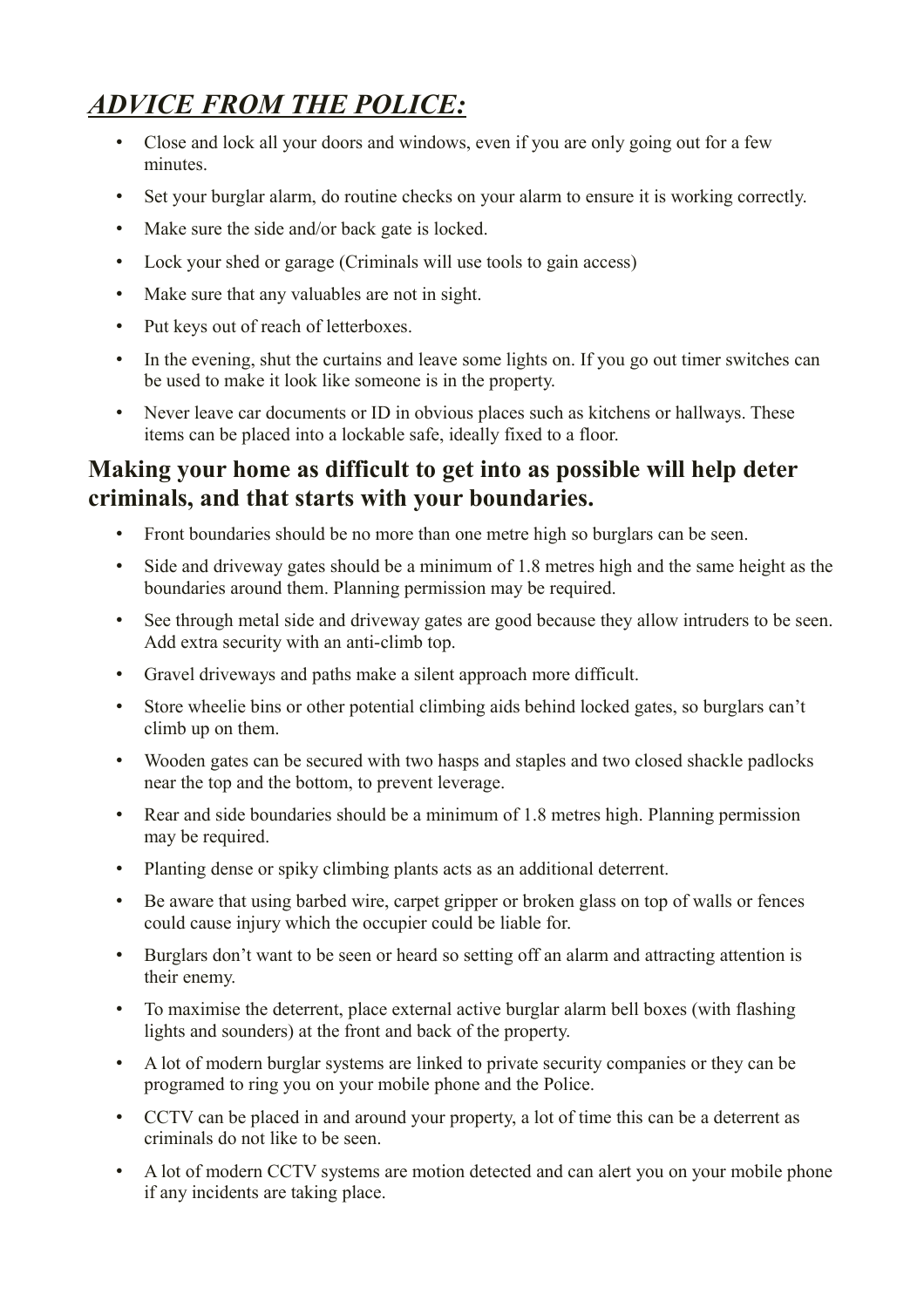# ***ADVICE FROM THE POLICE:***

- Close and lock all your doors and windows, even if you are only going out for a few minutes.
- Set your burglar alarm, do routine checks on your alarm to ensure it is working correctly.
- Make sure the side and/or back gate is locked.
- Lock your shed or garage (Criminals will use tools to gain access)
- Make sure that any valuables are not in sight.
- Put keys out of reach of letterboxes.
- In the evening, shut the curtains and leave some lights on. If you go out timer switches can be used to make it look like someone is in the property.
- Never leave car documents or ID in obvious places such as kitchens or hallways. These items can be placed into a lockable safe, ideally fixed to a floor.

## Making your home as difficult to get into as possible will help deter criminals, and that starts with your boundaries.

- Front boundaries should be no more than one metre high so burglars can be seen.
- Side and driveway gates should be a minimum of 1.8 metres high and the same height as the boundaries around them. Planning permission may be required.
- See through metal side and driveway gates are good because they allow intruders to be seen. Add extra security with an anti-climb top.
- Gravel driveways and paths make a silent approach more difficult.
- Store wheelie bins or other potential climbing aids behind locked gates, so burglars can't climb up on them.
- Wooden gates can be secured with two hasps and staples and two closed shackle padlocks near the top and the bottom, to prevent leverage.
- Rear and side boundaries should be a minimum of 1.8 metres high. Planning permission may be required.
- Planting dense or spiky climbing plants acts as an additional deterrent.
- Be aware that using barbed wire, carpet gripper or broken glass on top of walls or fences could cause injury which the occupier could be liable for.
- Burglars don't want to be seen or heard so setting off an alarm and attracting attention is their enemy.
- To maximise the deterrent, place external active burglar alarm bell boxes (with flashing lights and sounders) at the front and back of the property.
- A lot of modern burglar systems are linked to private security companies or they can be programed to ring you on your mobile phone and the Police.
- CCTV can be placed in and around your property, a lot of time this can be a deterrent as criminals do not like to be seen.
- A lot of modern CCTV systems are motion detected and can alert you on your mobile phone if any incidents are taking place.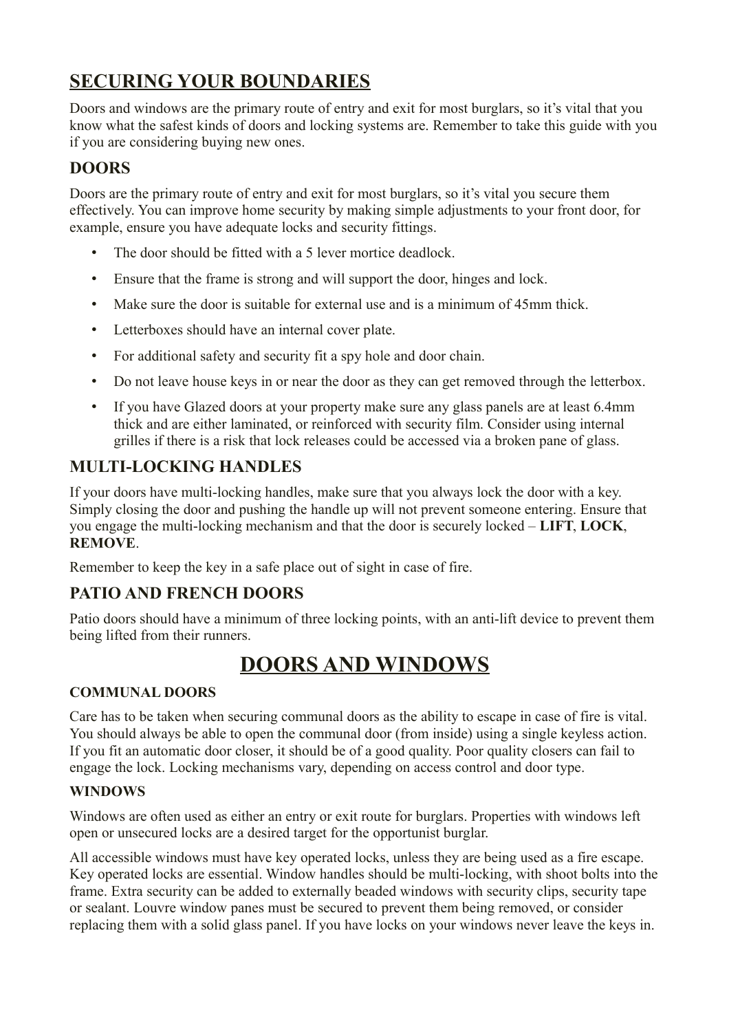## SECURING YOUR BOUNDARIES

Doors and windows are the primary route of entry and exit for most burglars, so it's vital that you know what the safest kinds of doors and locking systems are. Remember to take this guide with you if you are considering buying new ones.

### DOORS

Doors are the primary route of entry and exit for most burglars, so it's vital you secure them effectively. You can improve home security by making simple adjustments to your front door, for example, ensure you have adequate locks and security fittings.

- The door should be fitted with a 5 lever mortice deadlock.
- Ensure that the frame is strong and will support the door, hinges and lock.
- Make sure the door is suitable for external use and is a minimum of 45mm thick.
- Letterboxes should have an internal cover plate.
- For additional safety and security fit a spy hole and door chain.
- Do not leave house keys in or near the door as they can get removed through the letterbox.
- If you have Glazed doors at your property make sure any glass panels are at least 6.4mm thick and are either laminated, or reinforced with security film. Consider using internal grilles if there is a risk that lock releases could be accessed via a broken pane of glass.

### MULTI-LOCKING HANDLES

If your doors have multi-locking handles, make sure that you always lock the door with a key. Simply closing the door and pushing the handle up will not prevent someone entering. Ensure that you engage the multi-locking mechanism and that the door is securely locked – **LIFT**, **LOCK**, **REMOVE**.

Remember to keep the key in a safe place out of sight in case of fire.

### PATIO AND FRENCH DOORS

Patio doors should have a minimum of three locking points, with an anti-lift device to prevent them being lifted from their runners.

## DOORS AND WINDOWS

#### COMMUNAL DOORS

Care has to be taken when securing communal doors as the ability to escape in case of fire is vital. You should always be able to open the communal door (from inside) using a single keyless action. If you fit an automatic door closer, it should be of a good quality. Poor quality closers can fail to engage the lock. Locking mechanisms vary, depending on access control and door type.

#### WINDOWS

Windows are often used as either an entry or exit route for burglars. Properties with windows left open or unsecured locks are a desired target for the opportunist burglar.

All accessible windows must have key operated locks, unless they are being used as a fire escape. Key operated locks are essential. Window handles should be multi-locking, with shoot bolts into the frame. Extra security can be added to externally beaded windows with security clips, security tape or sealant. Louvre window panes must be secured to prevent them being removed, or consider replacing them with a solid glass panel. If you have locks on your windows never leave the keys in.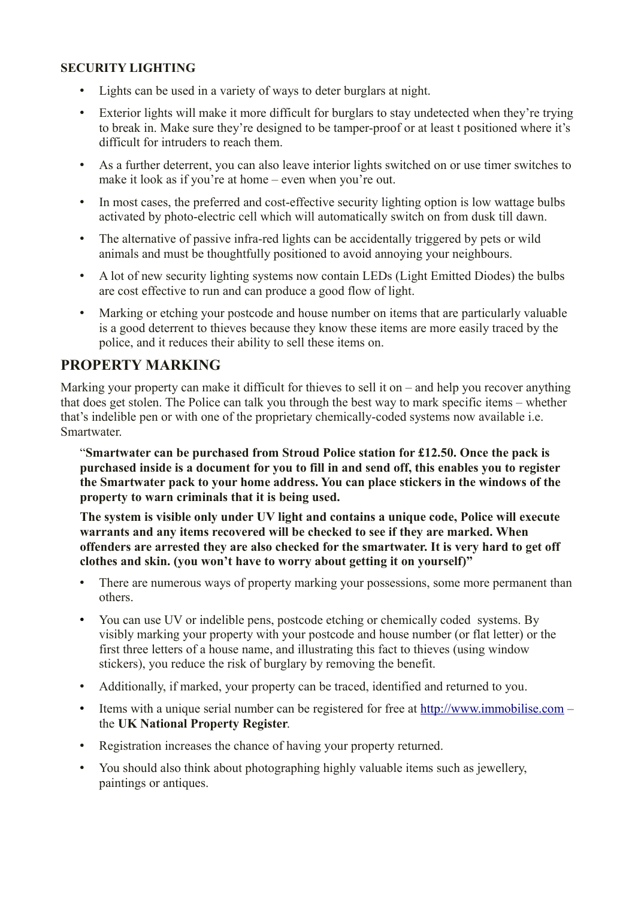**SECURITY LIGHTING**

- Lights can be used in a variety of ways to deter burglars at night.
- Exterior lights will make it more difficult for burglars to stay undetected when they're trying to break in. Make sure they're designed to be tamper-proof or at least t positioned where it's difficult for intruders to reach them.
- As a further deterrent, you can also leave interior lights switched on or use timer switches to make it look as if you're at home – even when you're out.
- In most cases, the preferred and cost-effective security lighting option is low wattage bulbs activated by photo-electric cell which will automatically switch on from dusk till dawn.
- The alternative of passive infra-red lights can be accidentally triggered by pets or wild animals and must be thoughtfully positioned to avoid annoying your neighbours.
- A lot of new security lighting systems now contain LEDs (Light Emitted Diodes) the bulbs are cost effective to run and can produce a good flow of light.
- Marking or etching your postcode and house number on items that are particularly valuable is a good deterrent to thieves because they know these items are more easily traced by the police, and it reduces their ability to sell these items on.

## PROPERTY MARKING

Marking your property can make it difficult for thieves to sell it on – and help you recover anything that does get stolen. The Police can talk you through the best way to mark specific items – whether that's indelible pen or with one of the proprietary chemically-coded systems now available i.e. Smartwater.

> "**Smartwater can be purchased from Stroud Police station for £12.50. Once the pack is purchased inside is a document for you to fill in and send off, this enables you to register the Smartwater pack to your home address. You can place stickers in the windows of the property to warn criminals that it is being used.**
>
> **The system is visible only under UV light and contains a unique code, Police will execute warrants and any items recovered will be checked to see if they are marked. When offenders are arrested they are also checked for the smartwater. It is very hard to get off clothes and skin. (you won't have to worry about getting it on yourself)"**

- There are numerous ways of property marking your possessions, some more permanent than others.
- You can use UV or indelible pens, postcode etching or chemically coded systems. By visibly marking your property with your postcode and house number (or flat letter) or the first three letters of a house name, and illustrating this fact to thieves (using window stickers), you reduce the risk of burglary by removing the benefit.
- Additionally, if marked, your property can be traced, identified and returned to you.
- Items with a unique serial number can be registered for free at [http://www.immobilise.com](http://www.immobilise.com) – the **UK National Property Register**.
- Registration increases the chance of having your property returned.
- You should also think about photographing highly valuable items such as jewellery, paintings or antiques.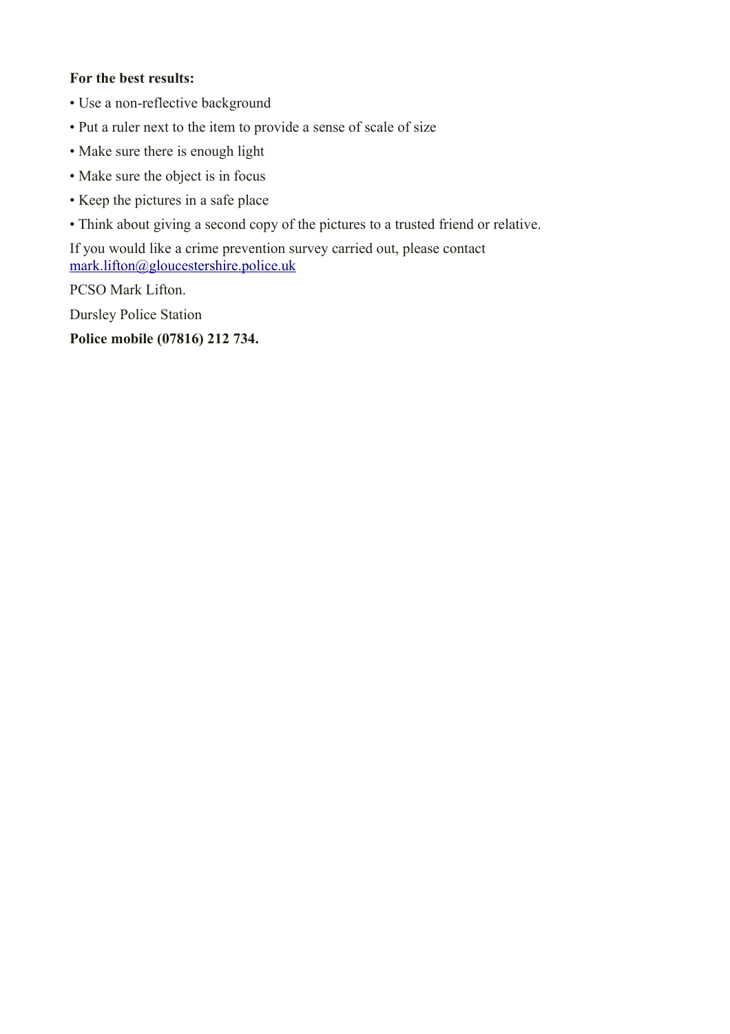**For the best results:**

- Use a non-reflective background
- Put a ruler next to the item to provide a sense of scale of size
- Make sure there is enough light
- Make sure the object is in focus
- Keep the pictures in a safe place
- Think about giving a second copy of the pictures to a trusted friend or relative.

If you would like a crime prevention survey carried out, please contact mark.lifton@gloucestershire.police.uk

PCSO Mark Lifton.

Dursley Police Station

**Police mobile (07816) 212 734.**